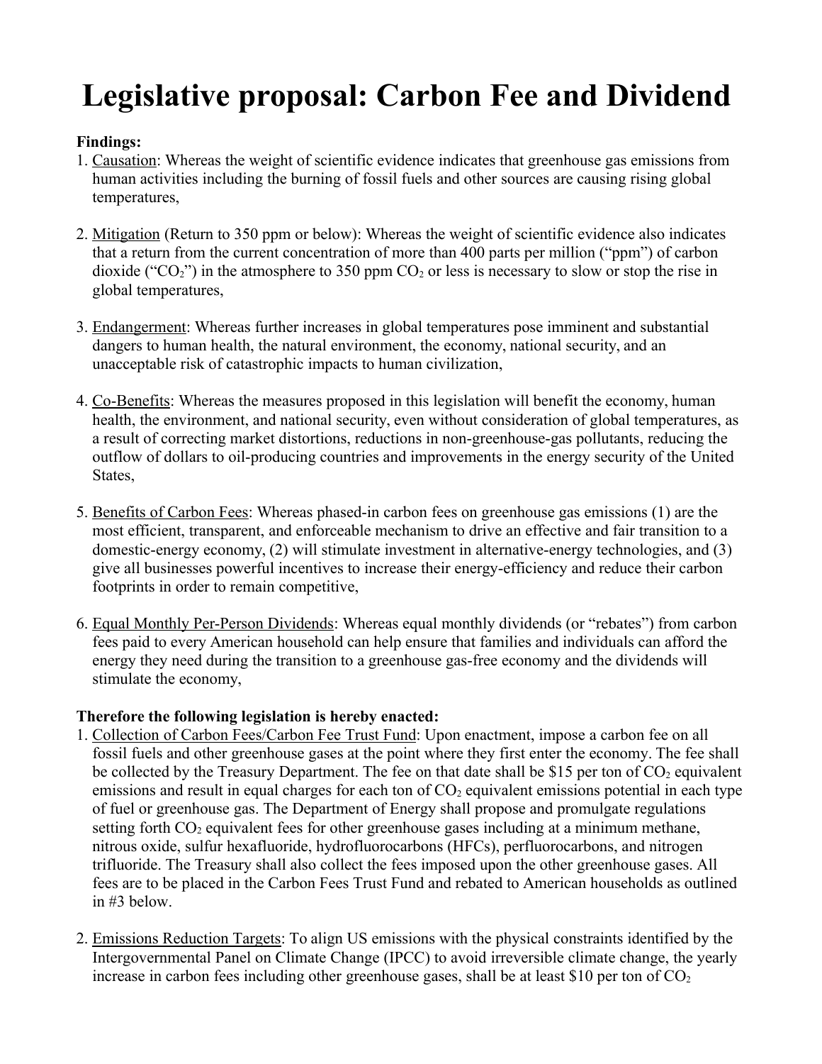# Legislative proposal: Carbon Fee and Dividend

**Findings:**

1. Causation: Whereas the weight of scientific evidence indicates that greenhouse gas emissions from human activities including the burning of fossil fuels and other sources are causing rising global temperatures,

2. Mitigation (Return to 350 ppm or below): Whereas the weight of scientific evidence also indicates that a return from the current concentration of more than 400 parts per million ("ppm") of carbon dioxide ("$CO_2$") in the atmosphere to 350 ppm $CO_2$ or less is necessary to slow or stop the rise in global temperatures,

3. Endangerment: Whereas further increases in global temperatures pose imminent and substantial dangers to human health, the natural environment, the economy, national security, and an unacceptable risk of catastrophic impacts to human civilization,

4. Co-Benefits: Whereas the measures proposed in this legislation will benefit the economy, human health, the environment, and national security, even without consideration of global temperatures, as a result of correcting market distortions, reductions in non-greenhouse-gas pollutants, reducing the outflow of dollars to oil-producing countries and improvements in the energy security of the United States,

5. Benefits of Carbon Fees: Whereas phased-in carbon fees on greenhouse gas emissions (1) are the most efficient, transparent, and enforceable mechanism to drive an effective and fair transition to a domestic-energy economy, (2) will stimulate investment in alternative-energy technologies, and (3) give all businesses powerful incentives to increase their energy-efficiency and reduce their carbon footprints in order to remain competitive,

6. Equal Monthly Per-Person Dividends: Whereas equal monthly dividends (or "rebates") from carbon fees paid to every American household can help ensure that families and individuals can afford the energy they need during the transition to a greenhouse gas-free economy and the dividends will stimulate the economy,

**Therefore the following legislation is hereby enacted:**

1. Collection of Carbon Fees/Carbon Fee Trust Fund: Upon enactment, impose a carbon fee on all fossil fuels and other greenhouse gases at the point where they first enter the economy. The fee shall be collected by the Treasury Department. The fee on that date shall be $15 per ton of $CO_2$ equivalent emissions and result in equal charges for each ton of $CO_2$ equivalent emissions potential in each type of fuel or greenhouse gas. The Department of Energy shall propose and promulgate regulations setting forth $CO_2$ equivalent fees for other greenhouse gases including at a minimum methane, nitrous oxide, sulfur hexafluoride, hydrofluorocarbons (HFCs), perfluorocarbons, and nitrogen trifluoride. The Treasury shall also collect the fees imposed upon the other greenhouse gases. All fees are to be placed in the Carbon Fees Trust Fund and rebated to American households as outlined in #3 below.

2. Emissions Reduction Targets: To align US emissions with the physical constraints identified by the Intergovernmental Panel on Climate Change (IPCC) to avoid irreversible climate change, the yearly increase in carbon fees including other greenhouse gases, shall be at least $10 per ton of $CO_2$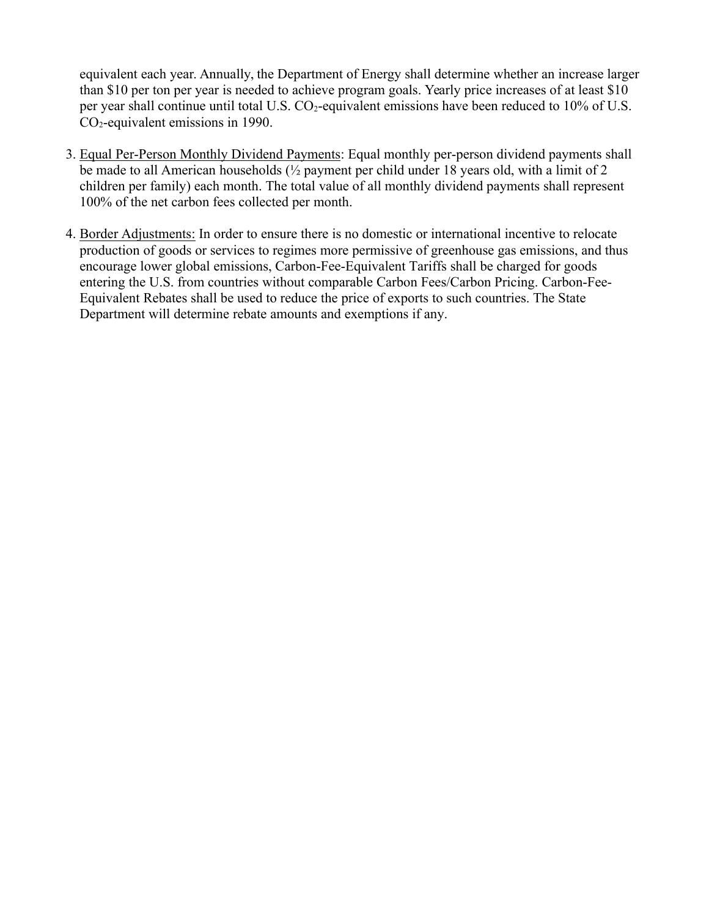equivalent each year. Annually, the Department of Energy shall determine whether an increase larger than $10 per ton per year is needed to achieve program goals. Yearly price increases of at least $10 per year shall continue until total U.S. $CO_2$-equivalent emissions have been reduced to 10% of U.S. $CO_2$-equivalent emissions in 1990.

3. <u>Equal Per-Person Monthly Dividend Payments</u>: Equal monthly per-person dividend payments shall be made to all American households (½ payment per child under 18 years old, with a limit of 2 children per family) each month. The total value of all monthly dividend payments shall represent 100% of the net carbon fees collected per month.

4. <u>Border Adjustments:</u> In order to ensure there is no domestic or international incentive to relocate production of goods or services to regimes more permissive of greenhouse gas emissions, and thus encourage lower global emissions, Carbon-Fee-Equivalent Tariffs shall be charged for goods entering the U.S. from countries without comparable Carbon Fees/Carbon Pricing. Carbon-Fee-Equivalent Rebates shall be used to reduce the price of exports to such countries. The State Department will determine rebate amounts and exemptions if any.